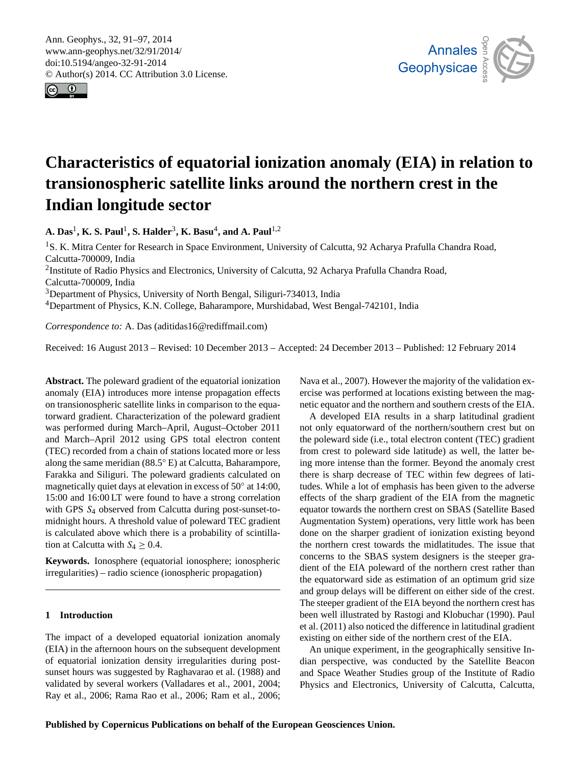# Characteristics of equatorial ionization anomaly (EIA) in relation to transionospheric satellite links around the northern crest in the Indian longitude sector

**A. Das**[1], **K. S. Paul**[1], **S. Halder**[3], **K. Basu**[4], **and A. Paul**[1,2]

[1]S. K. Mitra Center for Research in Space Environment, University of Calcutta, 92 Acharya Prafulla Chandra Road, Calcutta-700009, India

[2]Institute of Radio Physics and Electronics, University of Calcutta, 92 Acharya Prafulla Chandra Road, Calcutta-700009, India

[3]Department of Physics, University of North Bengal, Siliguri-734013, India

[4]Department of Physics, K.N. College, Baharampore, Murshidabad, West Bengal-742101, India

*Correspondence to:* A. Das (aditidas16@rediffmail.com)

Received: 16 August 2013 – Revised: 10 December 2013 – Accepted: 24 December 2013 – Published: 12 February 2014

**Abstract.** The poleward gradient of the equatorial ionization anomaly (EIA) introduces more intense propagation effects on transionospheric satellite links in comparison to the equatorward gradient. Characterization of the poleward gradient was performed during March–April, August–October 2011 and March–April 2012 using GPS total electron content (TEC) recorded from a chain of stations located more or less along the same meridian (88.5° E) at Calcutta, Baharampore, Farakka and Siliguri. The poleward gradients calculated on magnetically quiet days at elevation in excess of 50° at 14:00, 15:00 and 16:00 LT were found to have a strong correlation with GPS $S_4$ observed from Calcutta during post-sunset-to-midnight hours. A threshold value of poleward TEC gradient is calculated above which there is a probability of scintillation at Calcutta with $S_4 \geq 0.4$.

**Keywords.** Ionosphere (equatorial ionosphere; ionospheric irregularities) – radio science (ionospheric propagation)

## 1 Introduction

The impact of a developed equatorial ionization anomaly (EIA) in the afternoon hours on the subsequent development of equatorial ionization density irregularities during post-sunset hours was suggested by Raghavarao et al. (1988) and validated by several workers (Valladares et al., 2001, 2004; Ray et al., 2006; Rama Rao et al., 2006; Ram et al., 2006; Nava et al., 2007). However the majority of the validation exercise was performed at locations existing between the magnetic equator and the northern and southern crests of the EIA.

A developed EIA results in a sharp latitudinal gradient not only equatorward of the northern/southern crest but on the poleward side (i.e., total electron content (TEC) gradient from crest to poleward side latitude) as well, the latter being more intense than the former. Beyond the anomaly crest there is sharp decrease of TEC within few degrees of latitudes. While a lot of emphasis has been given to the adverse effects of the sharp gradient of the EIA from the magnetic equator towards the northern crest on SBAS (Satellite Based Augmentation System) operations, very little work has been done on the sharper gradient of ionization existing beyond the northern crest towards the midlatitudes. The issue that concerns to the SBAS system designers is the steeper gradient of the EIA poleward of the northern crest rather than the equatorward side as estimation of an optimum grid size and group delays will be different on either side of the crest. The steeper gradient of the EIA beyond the northern crest has been well illustrated by Rastogi and Klobuchar (1990). Paul et al. (2011) also noticed the difference in latitudinal gradient existing on either side of the northern crest of the EIA.

An unique experiment, in the geographically sensitive Indian perspective, was conducted by the Satellite Beacon and Space Weather Studies group of the Institute of Radio Physics and Electronics, University of Calcutta, Calcutta,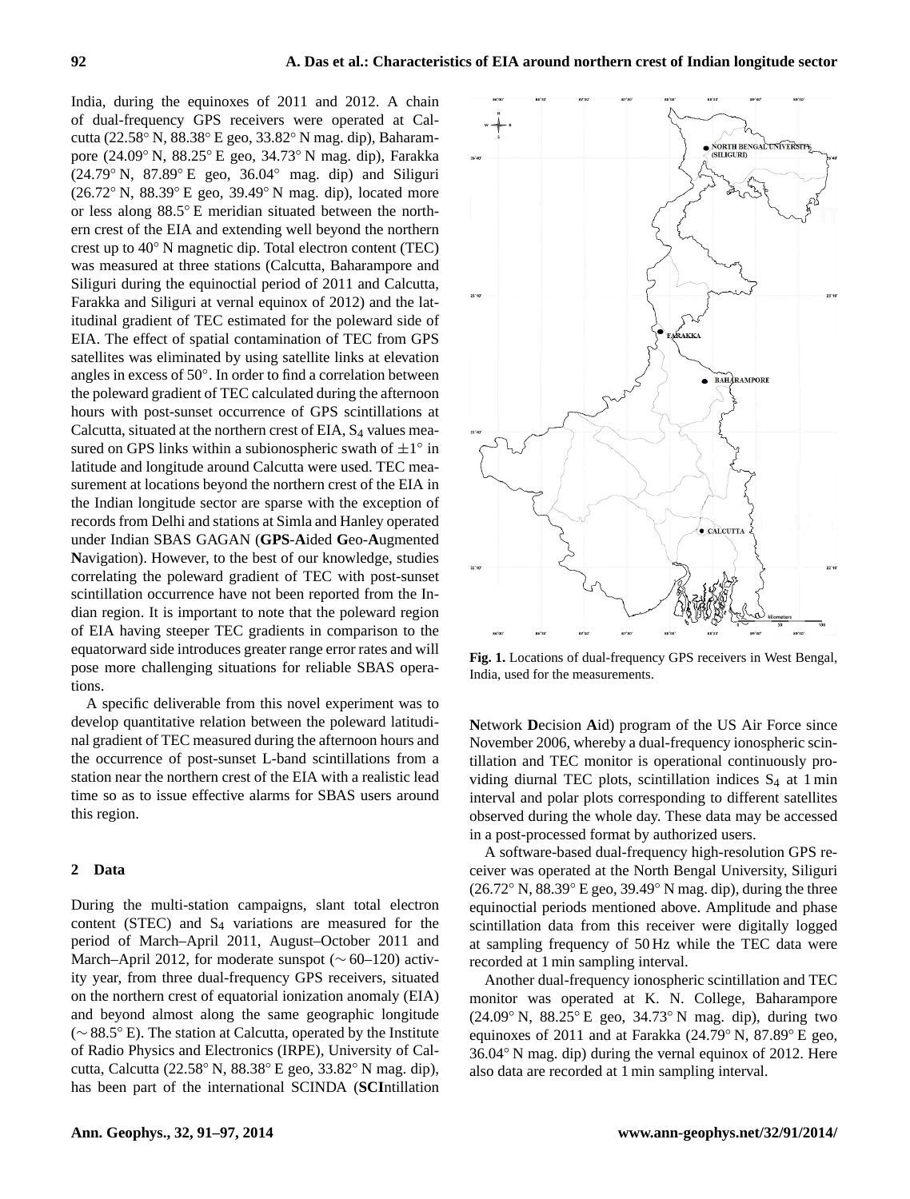India, during the equinoxes of 2011 and 2012. A chain of dual-frequency GPS receivers were operated at Calcutta (22.58° N, 88.38° E geo, 33.82° N mag. dip), Baharampore (24.09° N, 88.25° E geo, 34.73° N mag. dip), Farakka (24.79° N, 87.89° E geo, 36.04° mag. dip) and Siliguri (26.72° N, 88.39° E geo, 39.49° N mag. dip), located more or less along 88.5° E meridian situated between the northern crest of the EIA and extending well beyond the northern crest up to 40° N magnetic dip. Total electron content (TEC) was measured at three stations (Calcutta, Baharampore and Siliguri during the equinoctial period of 2011 and Calcutta, Farakka and Siliguri at vernal equinox of 2012) and the latitudinal gradient of TEC estimated for the poleward side of EIA. The effect of spatial contamination of TEC from GPS satellites was eliminated by using satellite links at elevation angles in excess of 50°. In order to find a correlation between the poleward gradient of TEC calculated during the afternoon hours with post-sunset occurrence of GPS scintillations at Calcutta, situated at the northern crest of EIA, $S_4$ values measured on GPS links within a subionospheric swath of $\pm 1°$ in latitude and longitude around Calcutta were used. TEC measurement at locations beyond the northern crest of the EIA in the Indian longitude sector are sparse with the exception of records from Delhi and stations at Simla and Hanley operated under Indian SBAS GAGAN (**GPS**-**A**ided **G**eo-**A**ugmented **N**avigation). However, to the best of our knowledge, studies correlating the poleward gradient of TEC with post-sunset scintillation occurrence have not been reported from the Indian region. It is important to note that the poleward region of EIA having steeper TEC gradients in comparison to the equatorward side introduces greater range error rates and will pose more challenging situations for reliable SBAS operations.

A specific deliverable from this novel experiment was to develop quantitative relation between the poleward latitudinal gradient of TEC measured during the afternoon hours and the occurrence of post-sunset L-band scintillations from a station near the northern crest of the EIA with a realistic lead time so as to issue effective alarms for SBAS users around this region.

## 2 Data

During the multi-station campaigns, slant total electron content (STEC) and $S_4$ variations are measured for the period of March–April 2011, August–October 2011 and March–April 2012, for moderate sunspot ($\sim$ 60–120) activity year, from three dual-frequency GPS receivers, situated on the northern crest of equatorial ionization anomaly (EIA) and beyond almost along the same geographic longitude ($\sim$ 88.5° E). The station at Calcutta, operated by the Institute of Radio Physics and Electronics (IRPE), University of Calcutta, Calcutta (22.58° N, 88.38° E geo, 33.82° N mag. dip), has been part of the international SCINDA (**SCI**ntillation **N**etwork **D**ecision **A**id) program of the US Air Force since November 2006, whereby a dual-frequency ionospheric scintillation and TEC monitor is operational continuously providing diurnal TEC plots, scintillation indices $S_4$ at 1 min interval and polar plots corresponding to different satellites observed during the whole day. These data may be accessed in a post-processed format by authorized users.

A software-based dual-frequency high-resolution GPS receiver was operated at the North Bengal University, Siliguri (26.72° N, 88.39° E geo, 39.49° N mag. dip), during the three equinoctial periods mentioned above. Amplitude and phase scintillation data from this receiver were digitally logged at sampling frequency of 50 Hz while the TEC data were recorded at 1 min sampling interval.

Another dual-frequency ionospheric scintillation and TEC monitor was operated at K. N. College, Baharampore (24.09° N, 88.25° E geo, 34.73° N mag. dip), during two equinoxes of 2011 and at Farakka (24.79° N, 87.89° E geo, 36.04° N mag. dip) during the vernal equinox of 2012. Here also data are recorded at 1 min sampling interval.

**Fig. 1.** Locations of dual-frequency GPS receivers in West Bengal, India, used for the measurements.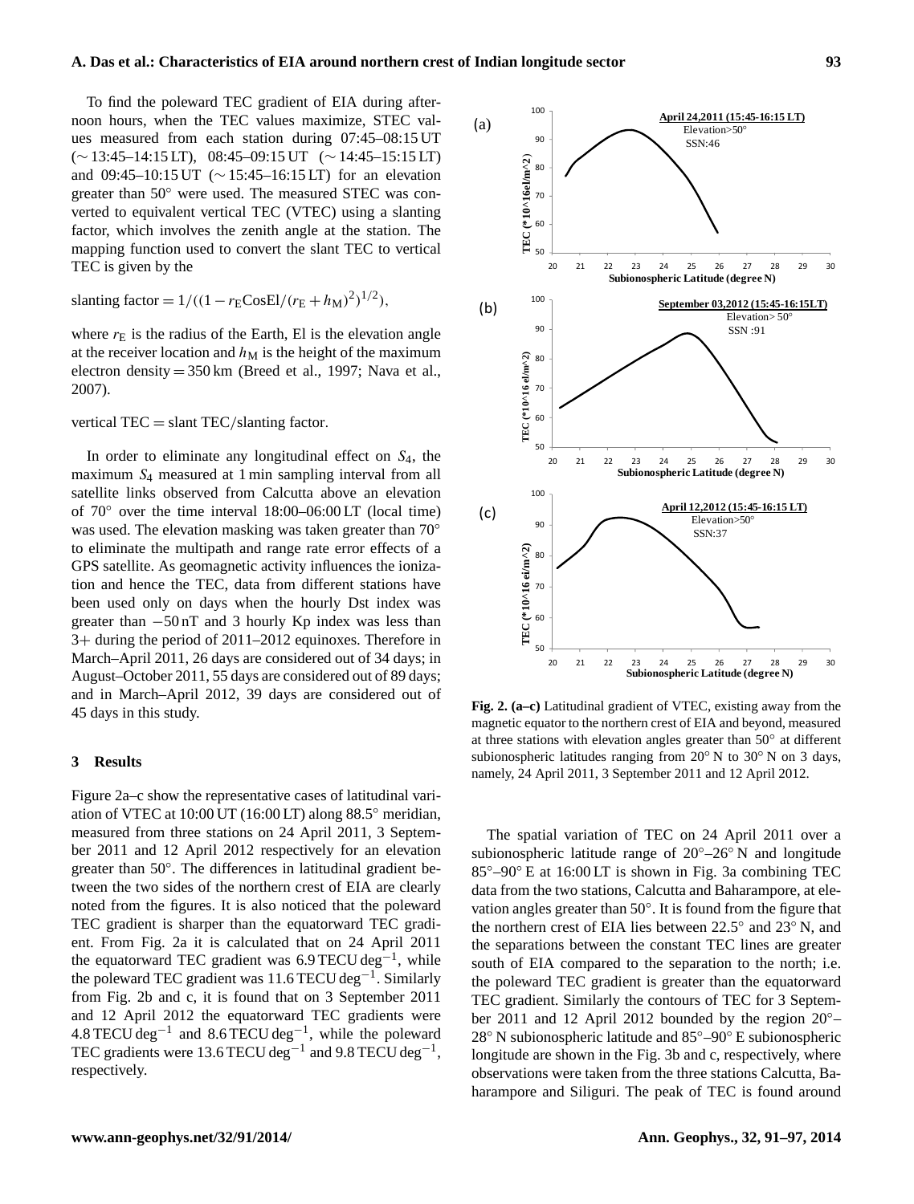To find the poleward TEC gradient of EIA during afternoon hours, when the TEC values maximize, STEC values measured from each station during 07:45–08:15 UT (∼ 13:45–14:15 LT), 08:45–09:15 UT (∼ 14:45–15:15 LT) and 09:45–10:15 UT (∼ 15:45–16:15 LT) for an elevation greater than 50° were used. The measured STEC was converted to equivalent vertical TEC (VTEC) using a slanting factor, which involves the zenith angle at the station. The mapping function used to convert the slant TEC to vertical TEC is given by the

$$\text{slanting factor} = 1/((1 - r_{\mathrm{E}}\mathrm{Cos}\mathrm{El}/(r_{\mathrm{E}} + h_{\mathrm{M}})^2)^{1/2}),$$

where $r_{\mathrm{E}}$ is the radius of the Earth, El is the elevation angle at the receiver location and $h_{\mathrm{M}}$ is the height of the maximum electron density = 350 km (Breed et al., 1997; Nava et al., 2007).

$$\text{vertical TEC} = \text{slant TEC}/\text{slanting factor}.$$

In order to eliminate any longitudinal effect on $S_4$, the maximum $S_4$ measured at 1 min sampling interval from all satellite links observed from Calcutta above an elevation of 70° over the time interval 18:00–06:00 LT (local time) was used. The elevation masking was taken greater than 70° to eliminate the multipath and range rate error effects of a GPS satellite. As geomagnetic activity influences the ionization and hence the TEC, data from different stations have been used only on days when the hourly Dst index was greater than −50 nT and 3 hourly Kp index was less than 3+ during the period of 2011–2012 equinoxes. Therefore in March–April 2011, 26 days are considered out of 34 days; in August–October 2011, 55 days are considered out of 89 days; and in March–April 2012, 39 days are considered out of 45 days in this study.

## 3 Results

Figure 2a–c show the representative cases of latitudinal variation of VTEC at 10:00 UT (16:00 LT) along 88.5° meridian, measured from three stations on 24 April 2011, 3 September 2011 and 12 April 2012 respectively for an elevation greater than 50°. The differences in latitudinal gradient between the two sides of the northern crest of EIA are clearly noted from the figures. It is also noticed that the poleward TEC gradient is sharper than the equatorward TEC gradient. From Fig. 2a it is calculated that on 24 April 2011 the equatorward TEC gradient was 6.9 TECU $\mathrm{deg}^{-1}$, while the poleward TEC gradient was 11.6 TECU $\mathrm{deg}^{-1}$. Similarly from Fig. 2b and c, it is found that on 3 September 2011 and 12 April 2012 the equatorward TEC gradients were 4.8 TECU $\mathrm{deg}^{-1}$ and 8.6 TECU $\mathrm{deg}^{-1}$, while the poleward TEC gradients were 13.6 TECU $\mathrm{deg}^{-1}$ and 9.8 TECU $\mathrm{deg}^{-1}$, respectively.

**Fig. 2. (a–c)** Latitudinal gradient of VTEC, existing away from the magnetic equator to the northern crest of EIA and beyond, measured at three stations with elevation angles greater than 50° at different subionospheric latitudes ranging from 20° N to 30° N on 3 days, namely, 24 April 2011, 3 September 2011 and 12 April 2012.

The spatial variation of TEC on 24 April 2011 over a subionospheric latitude range of 20°–26° N and longitude 85°–90° E at 16:00 LT is shown in Fig. 3a combining TEC data from the two stations, Calcutta and Baharampore, at elevation angles greater than 50°. It is found from the figure that the northern crest of EIA lies between 22.5° and 23° N, and the separations between the constant TEC lines are greater south of EIA compared to the separation to the north; i.e. the poleward TEC gradient is greater than the equatorward TEC gradient. Similarly the contours of TEC for 3 September 2011 and 12 April 2012 bounded by the region 20°–28° N subionospheric latitude and 85°–90° E subionospheric longitude are shown in the Fig. 3b and c, respectively, where observations were taken from the three stations Calcutta, Baharampore and Siliguri. The peak of TEC is found around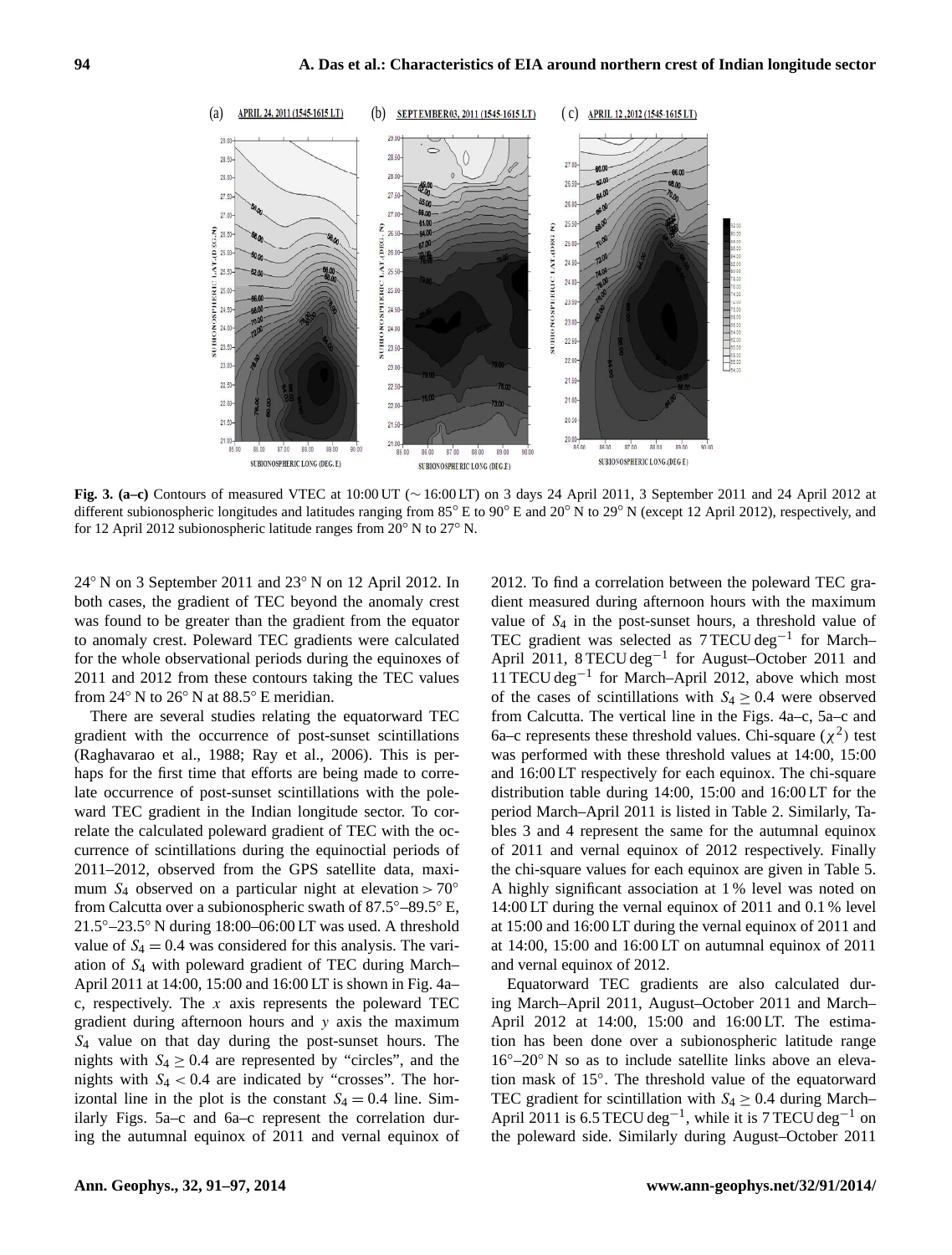**Fig. 3. (a–c)** Contours of measured VTEC at 10:00 UT (∼ 16:00 LT) on 3 days 24 April 2011, 3 September 2011 and 24 April 2012 at different subionospheric longitudes and latitudes ranging from 85° E to 90° E and 20° N to 29° N (except 12 April 2012), respectively, and for 12 April 2012 subionospheric latitude ranges from 20° N to 27° N.

24° N on 3 September 2011 and 23° N on 12 April 2012. In both cases, the gradient of TEC beyond the anomaly crest was found to be greater than the gradient from the equator to anomaly crest. Poleward TEC gradients were calculated for the whole observational periods during the equinoxes of 2011 and 2012 from these contours taking the TEC values from 24° N to 26° N at 88.5° E meridian.

There are several studies relating the equatorward TEC gradient with the occurrence of post-sunset scintillations (Raghavarao et al., 1988; Ray et al., 2006). This is perhaps for the first time that efforts are being made to correlate occurrence of post-sunset scintillations with the poleward TEC gradient in the Indian longitude sector. To correlate the calculated poleward gradient of TEC with the occurrence of scintillations during the equinoctial periods of 2011–2012, observed from the GPS satellite data, maximum $S_4$ observed on a particular night at elevation $> 70°$ from Calcutta over a subionospheric swath of 87.5°–89.5° E, 21.5°–23.5° N during 18:00–06:00 LT was used. A threshold value of $S_4 = 0.4$ was considered for this analysis. The variation of $S_4$ with poleward gradient of TEC during March–April 2011 at 14:00, 15:00 and 16:00 LT is shown in Fig. 4a–c, respectively. The $x$ axis represents the poleward TEC gradient during afternoon hours and $y$ axis the maximum $S_4$ value on that day during the post-sunset hours. The nights with $S_4 \geq 0.4$ are represented by "circles", and the nights with $S_4 < 0.4$ are indicated by "crosses". The horizontal line in the plot is the constant $S_4 = 0.4$ line. Similarly Figs. 5a–c and 6a–c represent the correlation during the autumnal equinox of 2011 and vernal equinox of 2012. To find a correlation between the poleward TEC gradient measured during afternoon hours with the maximum value of $S_4$ in the post-sunset hours, a threshold value of TEC gradient was selected as 7 TECU deg$^{-1}$ for March–April 2011, 8 TECU deg$^{-1}$ for August–October 2011 and 11 TECU deg$^{-1}$ for March–April 2012, above which most of the cases of scintillations with $S_4 \geq 0.4$ were observed from Calcutta. The vertical line in the Figs. 4a–c, 5a–c and 6a–c represents these threshold values. Chi-square ($\chi^2$) test was performed with these threshold values at 14:00, 15:00 and 16:00 LT respectively for each equinox. The chi-square distribution table during 14:00, 15:00 and 16:00 LT for the period March–April 2011 is listed in Table 2. Similarly, Tables 3 and 4 represent the same for the autumnal equinox of 2011 and vernal equinox of 2012 respectively. Finally the chi-square values for each equinox are given in Table 5. A highly significant association at 1 % level was noted on 14:00 LT during the vernal equinox of 2011 and 0.1 % level at 15:00 and 16:00 LT during the vernal equinox of 2011 and at 14:00, 15:00 and 16:00 LT on autumnal equinox of 2011 and vernal equinox of 2012.

Equatorward TEC gradients are also calculated during March–April 2011, August–October 2011 and March–April 2012 at 14:00, 15:00 and 16:00 LT. The estimation has been done over a subionospheric latitude range 16°–20° N so as to include satellite links above an elevation mask of 15°. The threshold value of the equatorward TEC gradient for scintillation with $S_4 \geq 0.4$ during March–April 2011 is 6.5 TECU deg$^{-1}$, while it is 7 TECU deg$^{-1}$ on the poleward side. Similarly during August–October 2011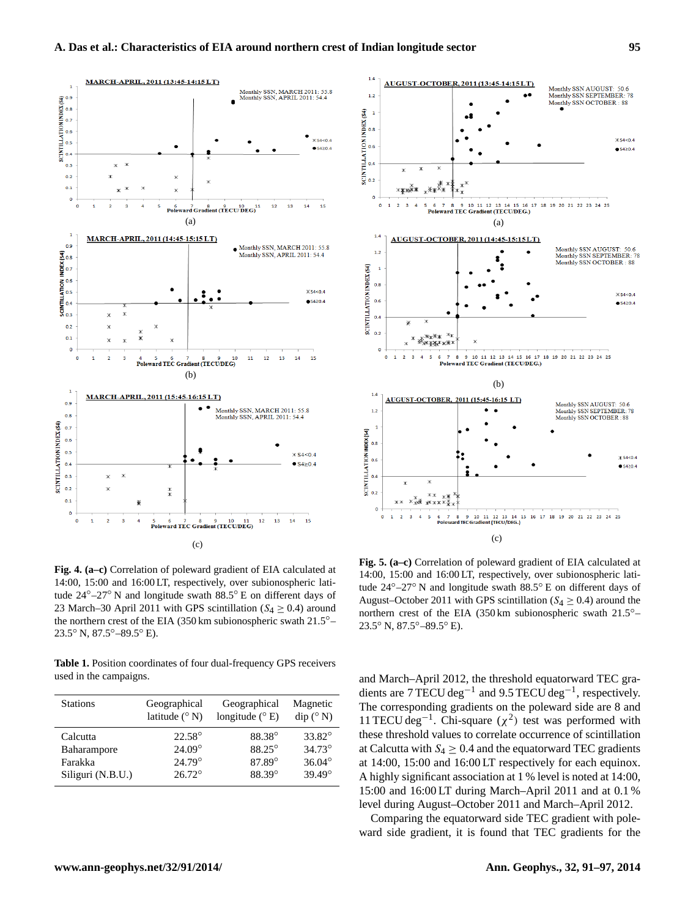**Fig. 4. (a–c)** Correlation of poleward gradient of EIA calculated at 14:00, 15:00 and 16:00 LT, respectively, over subionospheric latitude 24°–27° N and longitude swath 88.5° E on different days of 23 March–30 April 2011 with GPS scintillation ($S_4 \geq 0.4$) around the northern crest of the EIA (350 km subionospheric swath 21.5°–23.5° N, 87.5°–89.5° E).

**Fig. 5. (a–c)** Correlation of poleward gradient of EIA calculated at 14:00, 15:00 and 16:00 LT, respectively, over subionospheric latitude 24°–27° N and longitude swath 88.5° E on different days of August–October 2011 with GPS scintillation ($S_4 \geq 0.4$) around the northern crest of the EIA (350 km subionospheric swath 21.5°–23.5° N, 87.5°–89.5° E).

**Table 1.** Position coordinates of four dual-frequency GPS receivers used in the campaigns.

| Stations | Geographical latitude (° N) | Geographical longitude (° E) | Magnetic dip (° N) |
|---|---|---|---|
| Calcutta | 22.58° | 88.38° | 33.82° |
| Baharampore | 24.09° | 88.25° | 34.73° |
| Farakka | 24.79° | 87.89° | 36.04° |
| Siliguri (N.B.U.) | 26.72° | 88.39° | 39.49° |

and March–April 2012, the threshold equatorward TEC gradients are 7 TECU deg$^{-1}$ and 9.5 TECU deg$^{-1}$, respectively. The corresponding gradients on the poleward side are 8 and 11 TECU deg$^{-1}$. Chi-square ($\chi^2$) test was performed with these threshold values to correlate occurrence of scintillation at Calcutta with $S_4 \geq 0.4$ and the equatorward TEC gradients at 14:00, 15:00 and 16:00 LT respectively for each equinox. A highly significant association at 1 % level is noted at 14:00, 15:00 and 16:00 LT during March–April 2011 and at 0.1 % level during August–October 2011 and March–April 2012.

Comparing the equatorward side TEC gradient with poleward side gradient, it is found that TEC gradients for the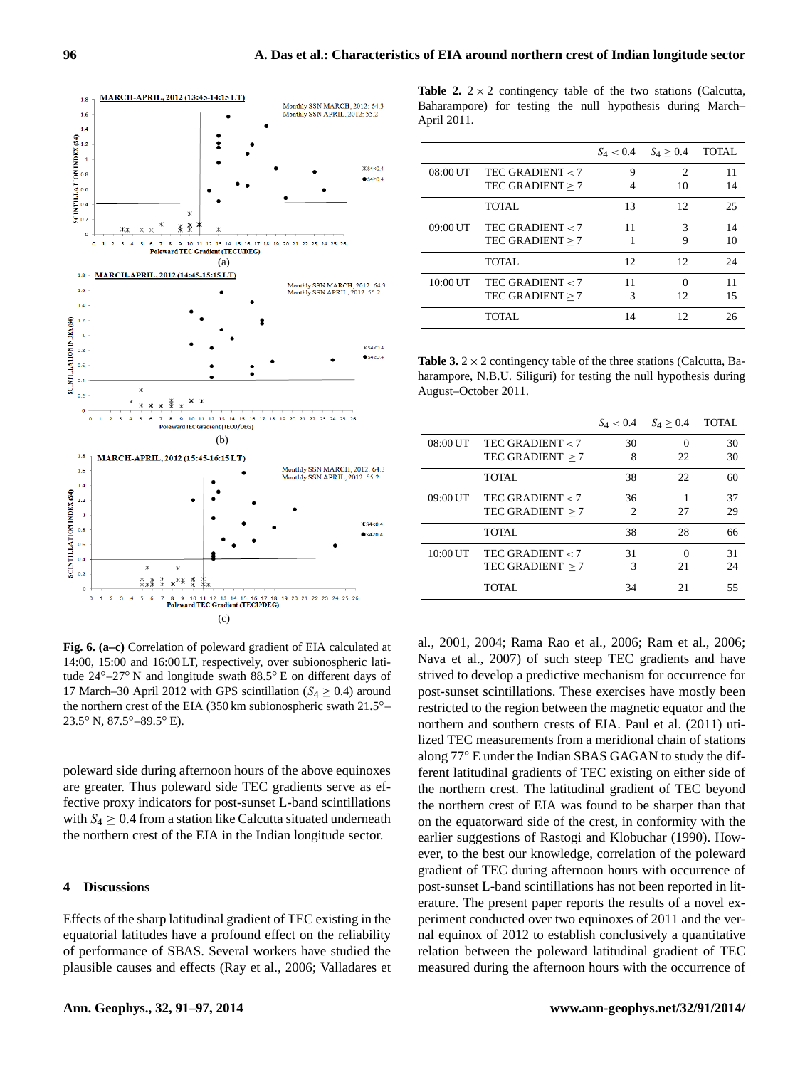**Fig. 6. (a–c)** Correlation of poleward gradient of EIA calculated at 14:00, 15:00 and 16:00 LT, respectively, over subionospheric latitude 24°–27° N and longitude swath 88.5° E on different days of 17 March–30 April 2012 with GPS scintillation ($S_4 \geq 0.4$) around the northern crest of the EIA (350 km subionospheric swath 21.5°–23.5° N, 87.5°–89.5° E).

poleward side during afternoon hours of the above equinoxes are greater. Thus poleward side TEC gradients serve as effective proxy indicators for post-sunset L-band scintillations with $S_4 \geq 0.4$ from a station like Calcutta situated underneath the northern crest of the EIA in the Indian longitude sector.

## 4 Discussions

Effects of the sharp latitudinal gradient of TEC existing in the equatorial latitudes have a profound effect on the reliability of performance of SBAS. Several workers have studied the plausible causes and effects (Ray et al., 2006; Valladares et al., 2001, 2004; Rama Rao et al., 2006; Ram et al., 2006; Nava et al., 2007) of such steep TEC gradients and have strived to develop a predictive mechanism for occurrence for post-sunset scintillations. These exercises have mostly been restricted to the region between the magnetic equator and the northern and southern crests of EIA. Paul et al. (2011) utilized TEC measurements from a meridional chain of stations along 77° E under the Indian SBAS GAGAN to study the different latitudinal gradients of TEC existing on either side of the northern crest. The latitudinal gradient of TEC beyond the northern crest of EIA was found to be sharper than that on the equatorward side of the crest, in conformity with the earlier suggestions of Rastogi and Klobuchar (1990). However, to the best our knowledge, correlation of the poleward gradient of TEC during afternoon hours with occurrence of post-sunset L-band scintillations has not been reported in literature. The present paper reports the results of a novel experiment conducted over two equinoxes of 2011 and the vernal equinox of 2012 to establish conclusively a quantitative relation between the poleward latitudinal gradient of TEC measured during the afternoon hours with the occurrence of

**Table 2.** $2 \times 2$ contingency table of the two stations (Calcutta, Baharampore) for testing the null hypothesis during March–April 2011.

| | | $S_4 < 0.4$ | $S_4 \geq 0.4$ | TOTAL |
|---|---|---|---|---|
| 08:00 UT | TEC GRADIENT < 7 | 9 | 2 | 11 |
| | TEC GRADIENT ≥ 7 | 4 | 10 | 14 |
| | TOTAL | 13 | 12 | 25 |
| 09:00 UT | TEC GRADIENT < 7 | 11 | 3 | 14 |
| | TEC GRADIENT ≥ 7 | 1 | 9 | 10 |
| | TOTAL | 12 | 12 | 24 |
| 10:00 UT | TEC GRADIENT < 7 | 11 | 0 | 11 |
| | TEC GRADIENT ≥ 7 | 3 | 12 | 15 |
| | TOTAL | 14 | 12 | 26 |

**Table 3.** $2 \times 2$ contingency table of the three stations (Calcutta, Baharampore, N.B.U. Siliguri) for testing the null hypothesis during August–October 2011.

| | | $S_4 < 0.4$ | $S_4 \geq 0.4$ | TOTAL |
|---|---|---|---|---|
| 08:00 UT | TEC GRADIENT < 7 | 30 | 0 | 30 |
| | TEC GRADIENT ≥ 7 | 8 | 22 | 30 |
| | TOTAL | 38 | 22 | 60 |
| 09:00 UT | TEC GRADIENT < 7 | 36 | 1 | 37 |
| | TEC GRADIENT ≥ 7 | 2 | 27 | 29 |
| | TOTAL | 38 | 28 | 66 |
| 10:00 UT | TEC GRADIENT < 7 | 31 | 0 | 31 |
| | TEC GRADIENT ≥ 7 | 3 | 21 | 24 |
| | TOTAL | 34 | 21 | 55 |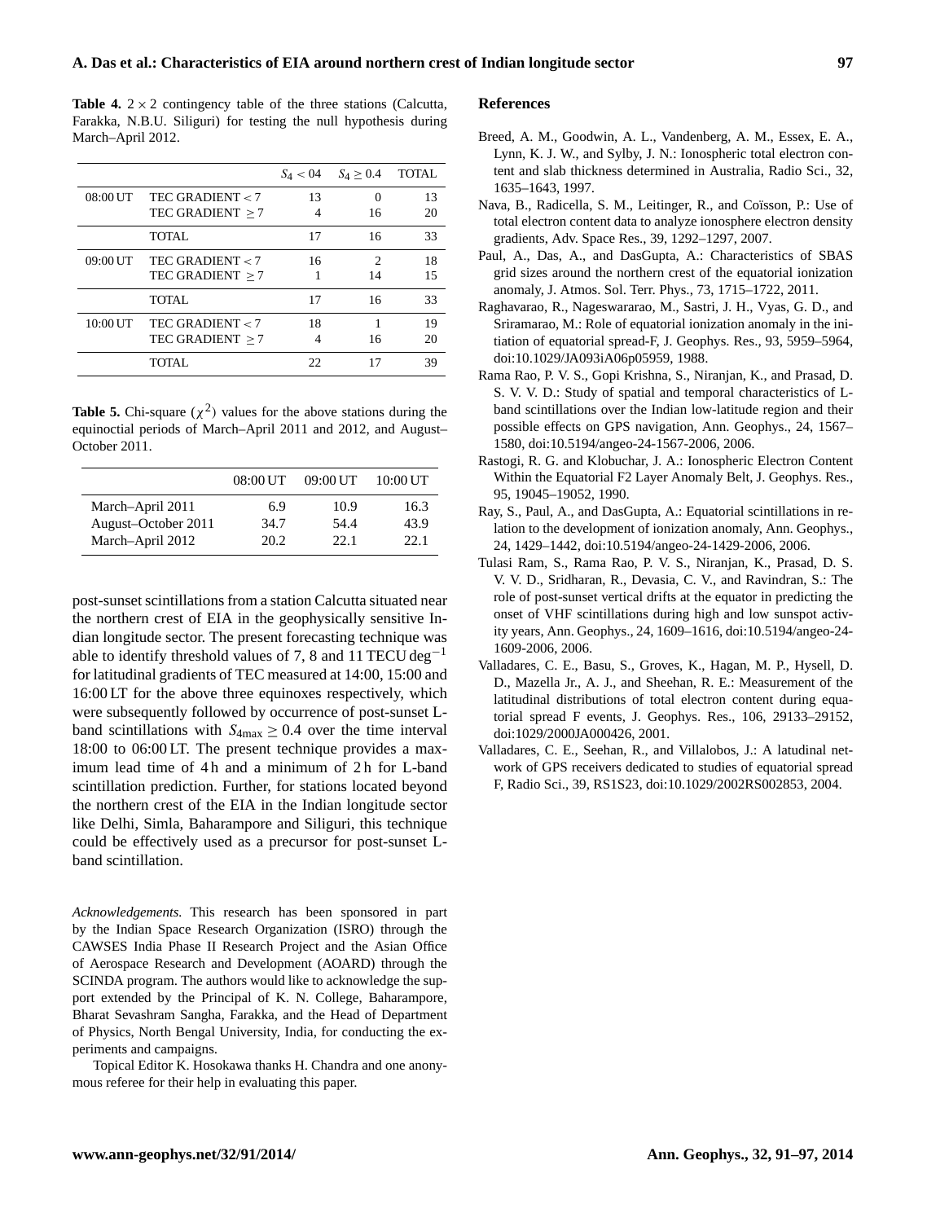**Table 4.** $2 \times 2$ contingency table of the three stations (Calcutta, Farakka, N.B.U. Siliguri) for testing the null hypothesis during March–April 2012.

| | | $S_4 < 04$ | $S_4 \geq 0.4$ | TOTAL |
|---|---|---|---|---|
| 08:00 UT | TEC GRADIENT $< 7$ | 13 | 0 | 13 |
| | TEC GRADIENT $\geq 7$ | 4 | 16 | 20 |
| | TOTAL | 17 | 16 | 33 |
| 09:00 UT | TEC GRADIENT $< 7$ | 16 | 2 | 18 |
| | TEC GRADIENT $\geq 7$ | 1 | 14 | 15 |
| | TOTAL | 17 | 16 | 33 |
| 10:00 UT | TEC GRADIENT $< 7$ | 18 | 1 | 19 |
| | TEC GRADIENT $\geq 7$ | 4 | 16 | 20 |
| | TOTAL | 22 | 17 | 39 |

**Table 5.** Chi-square ($\chi^2$) values for the above stations during the equinoctial periods of March–April 2011 and 2012, and August–October 2011.

| | 08:00 UT | 09:00 UT | 10:00 UT |
|---|---|---|---|
| March–April 2011 | 6.9 | 10.9 | 16.3 |
| August–October 2011 | 34.7 | 54.4 | 43.9 |
| March–April 2012 | 20.2 | 22.1 | 22.1 |

post-sunset scintillations from a station Calcutta situated near the northern crest of EIA in the geophysically sensitive Indian longitude sector. The present forecasting technique was able to identify threshold values of 7, 8 and 11 TECU deg$^{-1}$ for latitudinal gradients of TEC measured at 14:00, 15:00 and 16:00 LT for the above three equinoxes respectively, which were subsequently followed by occurrence of post-sunset L-band scintillations with $S_{4\max} \geq 0.4$ over the time interval 18:00 to 06:00 LT. The present technique provides a maximum lead time of 4 h and a minimum of 2 h for L-band scintillation prediction. Further, for stations located beyond the northern crest of the EIA in the Indian longitude sector like Delhi, Simla, Baharampore and Siliguri, this technique could be effectively used as a precursor for post-sunset L-band scintillation.

*Acknowledgements.* This research has been sponsored in part by the Indian Space Research Organization (ISRO) through the CAWSES India Phase II Research Project and the Asian Office of Aerospace Research and Development (AOARD) through the SCINDA program. The authors would like to acknowledge the support extended by the Principal of K. N. College, Baharampore, Bharat Sevashram Sangha, Farakka, and the Head of Department of Physics, North Bengal University, India, for conducting the experiments and campaigns.

Topical Editor K. Hosokawa thanks H. Chandra and one anonymous referee for their help in evaluating this paper.

## References

Breed, A. M., Goodwin, A. L., Vandenberg, A. M., Essex, E. A., Lynn, K. J. W., and Sylby, J. N.: Ionospheric total electron content and slab thickness determined in Australia, Radio Sci., 32, 1635–1643, 1997.

Nava, B., Radicella, S. M., Leitinger, R., and Coïsson, P.: Use of total electron content data to analyze ionosphere electron density gradients, Adv. Space Res., 39, 1292–1297, 2007.

Paul, A., Das, A., and DasGupta, A.: Characteristics of SBAS grid sizes around the northern crest of the equatorial ionization anomaly, J. Atmos. Sol. Terr. Phys., 73, 1715–1722, 2011.

Raghavarao, R., Nagesswararao, M., Sastri, J. H., Vyas, G. D., and Sriramarao, M.: Role of equatorial ionization anomaly in the initiation of equatorial spread-F, J. Geophys. Res., 93, 5959–5964, doi:10.1029/JA093iA06p05959, 1988.

Rama Rao, P. V. S., Gopi Krishna, S., Niranjan, K., and Prasad, D. S. V. V. D.: Study of spatial and temporal characteristics of L-band scintillations over the Indian low-latitude region and their possible effects on GPS navigation, Ann. Geophys., 24, 1567–1580, doi:10.5194/angeo-24-1567-2006, 2006.

Rastogi, R. G. and Klobuchar, J. A.: Ionospheric Electron Content Within the Equatorial F2 Layer Anomaly Belt, J. Geophys. Res., 95, 19045–19052, 1990.

Ray, S., Paul, A., and DasGupta, A.: Equatorial scintillations in relation to the development of ionization anomaly, Ann. Geophys., 24, 1429–1442, doi:10.5194/angeo-24-1429-2006, 2006.

Tulasi Ram, S., Rama Rao, P. V. S., Niranjan, K., Prasad, D. S. V. V. D., Sridharan, R., Devasia, C. V., and Ravindran, S.: The role of post-sunset vertical drifts at the equator in predicting the onset of VHF scintillations during high and low sunspot activity years, Ann. Geophys., 24, 1609–1616, doi:10.5194/angeo-24-1609-2006, 2006.

Valladares, C. E., Basu, S., Groves, K., Hagan, M. P., Hysell, D. D., Mazella Jr., A. J., and Sheehan, R. E.: Measurement of the latitudinal distributions of total electron content during equatorial spread F events, J. Geophys. Res., 106, 29133–29152, doi:10.1029/2000JA000426, 2001.

Valladares, C. E., Seehan, R., and Villalobos, J.: A latudinal network of GPS receivers dedicated to studies of equatorial spread F, Radio Sci., 39, RS1S23, doi:10.1029/2002RS002853, 2004.